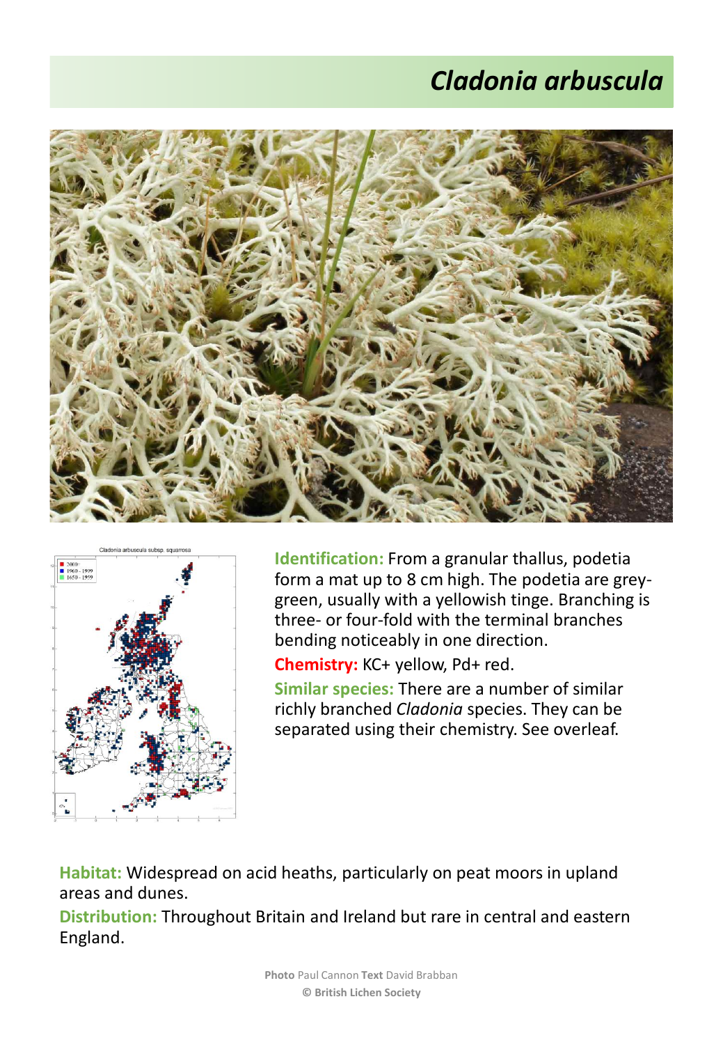# *Cladonia arbuscula*

**Identification:** From a granular thallus, podetia form a mat up to 8 cm high. The podetia are grey-green, usually with a yellowish tinge. Branching is three- or four-fold with the terminal branches bending noticeably in one direction.

**Chemistry:** KC+ yellow, Pd+ red.

**Similar species:** There are a number of similar richly branched *Cladonia* species. They can be separated using their chemistry. See overleaf.

**Habitat:** Widespread on acid heaths, particularly on peat moors in upland areas and dunes.

**Distribution:** Throughout Britain and Ireland but rare in central and eastern England.

**Photo** Paul Cannon **Text** David Brabban
**© British Lichen Society**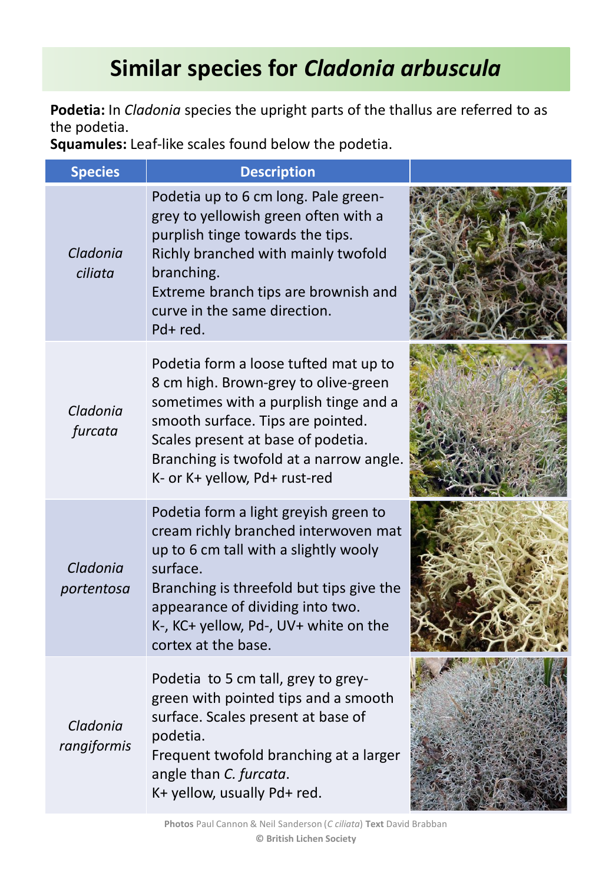# Similar species for *Cladonia arbuscula*

**Podetia:** In *Cladonia* species the upright parts of the thallus are referred to as the podetia.
**Squamules:** Leaf-like scales found below the podetia.

| Species | Description | |
|---|---|---|
| *Cladonia ciliata* | Podetia up to 6 cm long. Pale green-grey to yellowish green often with a purplish tinge towards the tips. Richly branched with mainly twofold branching. Extreme branch tips are brownish and curve in the same direction. Pd+ red. | |
| *Cladonia furcata* | Podetia form a loose tufted mat up to 8 cm high. Brown-grey to olive-green sometimes with a purplish tinge and a smooth surface. Tips are pointed. Scales present at base of podetia. Branching is twofold at a narrow angle. K- or K+ yellow, Pd+ rust-red | |
| *Cladonia portentosa* | Podetia form a light greyish green to cream richly branched interwoven mat up to 6 cm tall with a slightly wooly surface. Branching is threefold but tips give the appearance of dividing into two. K-, KC+ yellow, Pd-, UV+ white on the cortex at the base. | |
| *Cladonia rangiformis* | Podetia to 5 cm tall, grey to grey-green with pointed tips and a smooth surface. Scales present at base of podetia. Frequent twofold branching at a larger angle than *C. furcata*. K+ yellow, usually Pd+ red. | |

**Photos** Paul Cannon & Neil Sanderson (*C ciliata*) **Text** David Brabban
**© British Lichen Society**